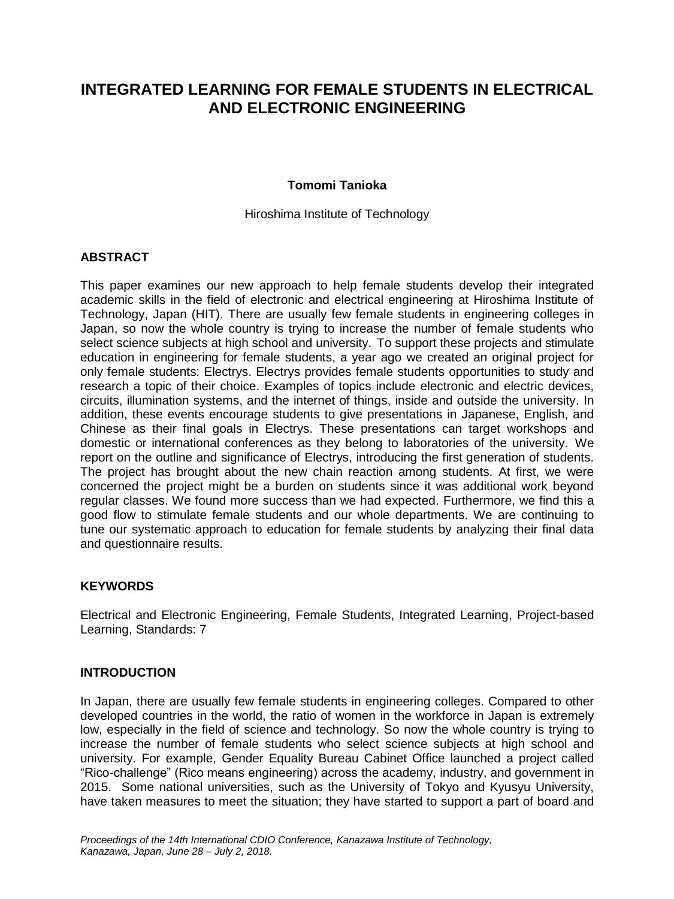// INTEGRATED LEARNING FOR FEMALE STUDENTS IN ELECTRICAL AND ELECTRONIC ENGINEERING

**Tomomi Tanioka**

Hiroshima Institute of Technology

## ABSTRACT

This paper examines our new approach to help female students develop their integrated academic skills in the field of electronic and electrical engineering at Hiroshima Institute of Technology, Japan (HIT). There are usually few female students in engineering colleges in Japan, so now the whole country is trying to increase the number of female students who select science subjects at high school and university. To support these projects and stimulate education in engineering for female students, a year ago we created an original project for only female students: Electrys. Electrys provides female students opportunities to study and research a topic of their choice. Examples of topics include electronic and electric devices, circuits, illumination systems, and the internet of things, inside and outside the university. In addition, these events encourage students to give presentations in Japanese, English, and Chinese as their final goals in Electrys. These presentations can target workshops and domestic or international conferences as they belong to laboratories of the university. We report on the outline and significance of Electrys, introducing the first generation of students. The project has brought about the new chain reaction among students. At first, we were concerned the project might be a burden on students since it was additional work beyond regular classes. We found more success than we had expected. Furthermore, we find this a good flow to stimulate female students and our whole departments. We are continuing to tune our systematic approach to education for female students by analyzing their final data and questionnaire results.

## KEYWORDS

Electrical and Electronic Engineering, Female Students, Integrated Learning, Project-based Learning, Standards: 7

## INTRODUCTION

In Japan, there are usually few female students in engineering colleges. Compared to other developed countries in the world, the ratio of women in the workforce in Japan is extremely low, especially in the field of science and technology. So now the whole country is trying to increase the number of female students who select science subjects at high school and university. For example, Gender Equality Bureau Cabinet Office launched a project called "Rico-challenge" (Rico means engineering) across the academy, industry, and government in 2015. Some national universities, such as the University of Tokyo and Kyusyu University, have taken measures to meet the situation; they have started to support a part of board and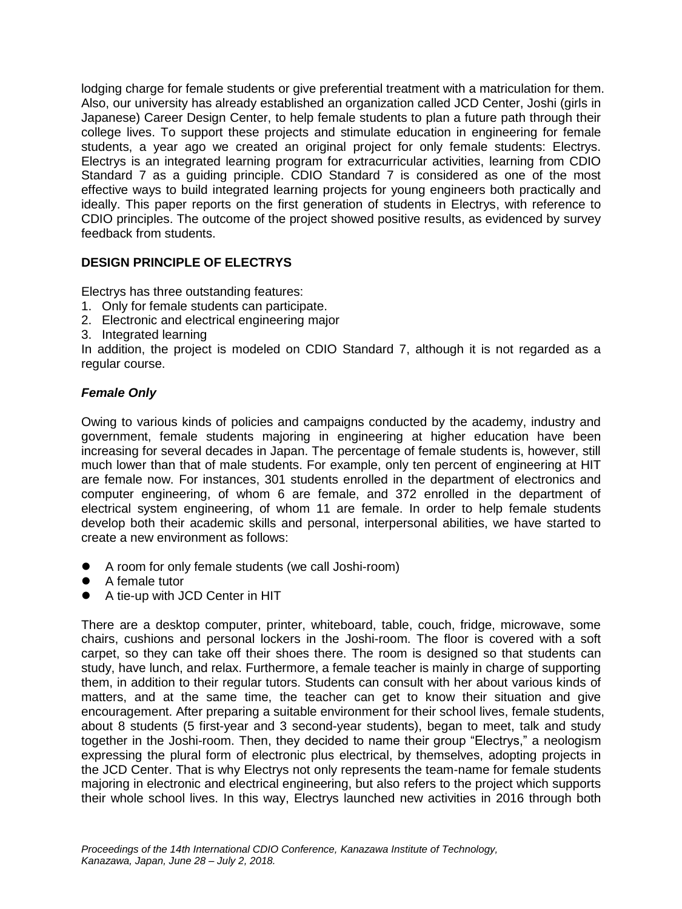lodging charge for female students or give preferential treatment with a matriculation for them. Also, our university has already established an organization called JCD Center, Joshi (girls in Japanese) Career Design Center, to help female students to plan a future path through their college lives. To support these projects and stimulate education in engineering for female students, a year ago we created an original project for only female students: Electrys. Electrys is an integrated learning program for extracurricular activities, learning from CDIO Standard 7 as a guiding principle. CDIO Standard 7 is considered as one of the most effective ways to build integrated learning projects for young engineers both practically and ideally. This paper reports on the first generation of students in Electrys, with reference to CDIO principles. The outcome of the project showed positive results, as evidenced by survey feedback from students.

## DESIGN PRINCIPLE OF ELECTRYS

Electrys has three outstanding features:

1. Only for female students can participate.
2. Electronic and electrical engineering major
3. Integrated learning

In addition, the project is modeled on CDIO Standard 7, although it is not regarded as a regular course.

### *Female Only*

Owing to various kinds of policies and campaigns conducted by the academy, industry and government, female students majoring in engineering at higher education have been increasing for several decades in Japan. The percentage of female students is, however, still much lower than that of male students. For example, only ten percent of engineering at HIT are female now. For instances, 301 students enrolled in the department of electronics and computer engineering, of whom 6 are female, and 372 enrolled in the department of electrical system engineering, of whom 11 are female. In order to help female students develop both their academic skills and personal, interpersonal abilities, we have started to create a new environment as follows:

- A room for only female students (we call Joshi-room)
- A female tutor
- A tie-up with JCD Center in HIT

There are a desktop computer, printer, whiteboard, table, couch, fridge, microwave, some chairs, cushions and personal lockers in the Joshi-room. The floor is covered with a soft carpet, so they can take off their shoes there. The room is designed so that students can study, have lunch, and relax. Furthermore, a female teacher is mainly in charge of supporting them, in addition to their regular tutors. Students can consult with her about various kinds of matters, and at the same time, the teacher can get to know their situation and give encouragement. After preparing a suitable environment for their school lives, female students, about 8 students (5 first-year and 3 second-year students), began to meet, talk and study together in the Joshi-room. Then, they decided to name their group "Electrys," a neologism expressing the plural form of electronic plus electrical, by themselves, adopting projects in the JCD Center. That is why Electrys not only represents the team-name for female students majoring in electronic and electrical engineering, but also refers to the project which supports their whole school lives. In this way, Electrys launched new activities in 2016 through both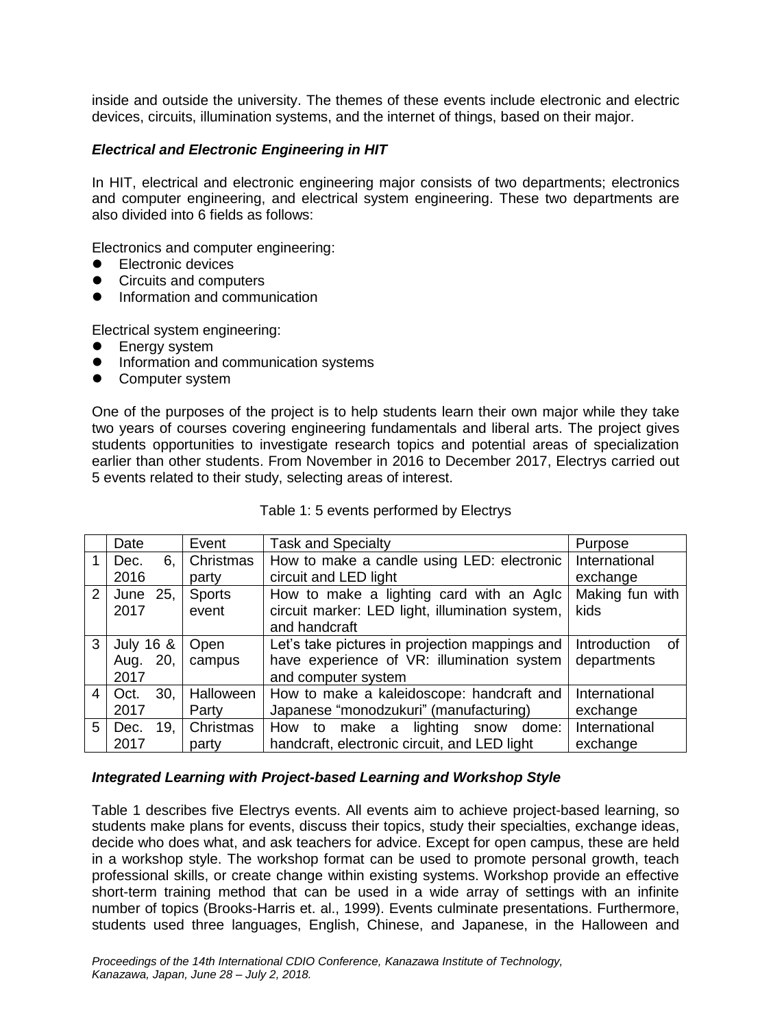inside and outside the university. The themes of these events include electronic and electric devices, circuits, illumination systems, and the internet of things, based on their major.

### *Electrical and Electronic Engineering in HIT*

In HIT, electrical and electronic engineering major consists of two departments; electronics and computer engineering, and electrical system engineering. These two departments are also divided into 6 fields as follows:

Electronics and computer engineering:
- Electronic devices
- Circuits and computers
- Information and communication

Electrical system engineering:
- Energy system
- Information and communication systems
- Computer system

One of the purposes of the project is to help students learn their own major while they take two years of courses covering engineering fundamentals and liberal arts. The project gives students opportunities to investigate research topics and potential areas of specialization earlier than other students. From November in 2016 to December 2017, Electrys carried out 5 events related to their study, selecting areas of interest.

Table 1: 5 events performed by Electrys

| | Date | Event | Task and Specialty | Purpose |
|---|---|---|---|---|
| 1 | Dec. 6, 2016 | Christmas party | How to make a candle using LED: electronic circuit and LED light | International exchange |
| 2 | June 25, 2017 | Sports event | How to make a lighting card with an AgIc circuit marker: LED light, illumination system, and handcraft | Making fun with kids |
| 3 | July 16 & Aug. 20, 2017 | Open campus | Let's take pictures in projection mappings and have experience of VR: illumination system and computer system | Introduction of departments |
| 4 | Oct. 30, 2017 | Halloween Party | How to make a kaleidoscope: handcraft and Japanese "monodzukuri" (manufacturing) | International exchange |
| 5 | Dec. 19, 2017 | Christmas party | How to make a lighting snow dome: handcraft, electronic circuit, and LED light | International exchange |

### *Integrated Learning with Project-based Learning and Workshop Style*

Table 1 describes five Electrys events. All events aim to achieve project-based learning, so students make plans for events, discuss their topics, study their specialties, exchange ideas, decide who does what, and ask teachers for advice. Except for open campus, these are held in a workshop style. The workshop format can be used to promote personal growth, teach professional skills, or create change within existing systems. Workshop provide an effective short-term training method that can be used in a wide array of settings with an infinite number of topics (Brooks-Harris et. al., 1999). Events culminate presentations. Furthermore, students used three languages, English, Chinese, and Japanese, in the Halloween and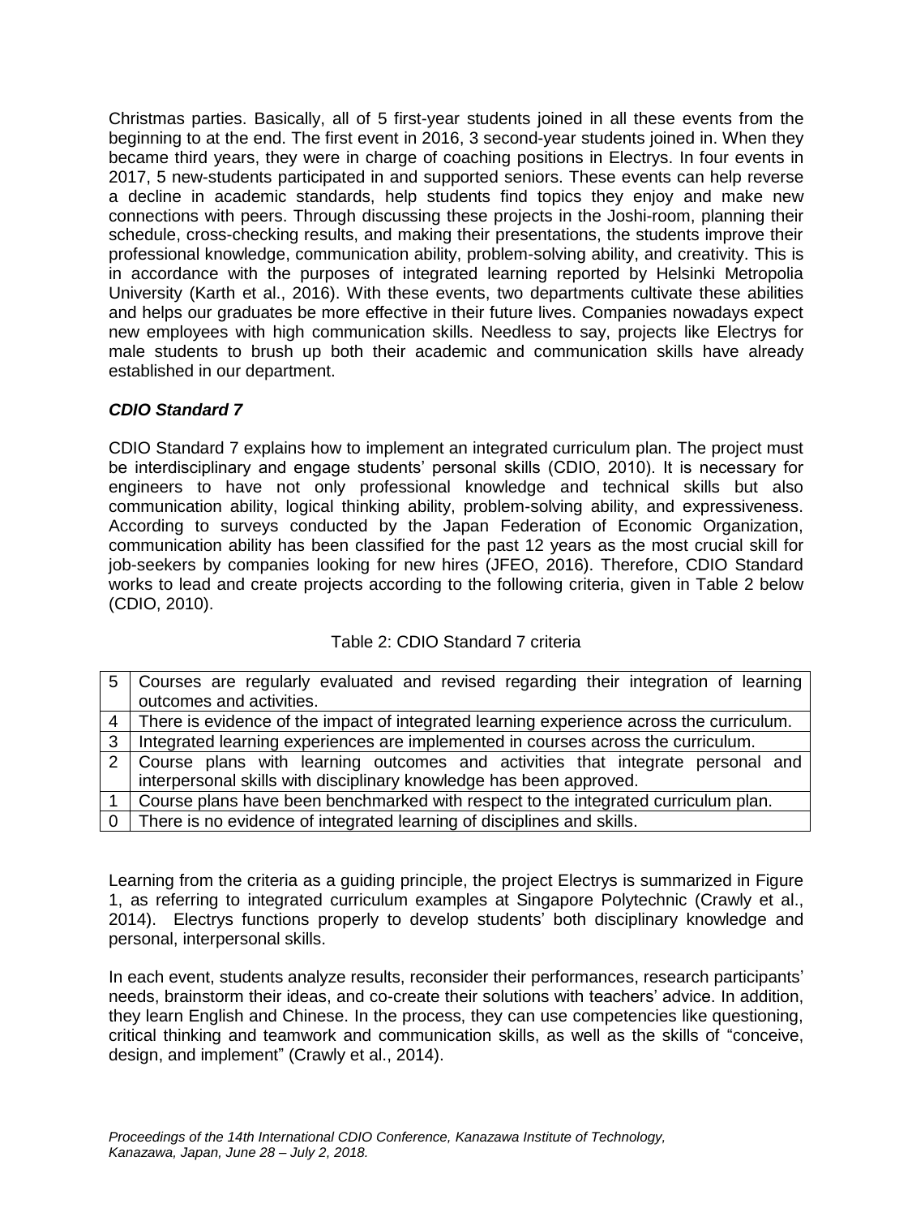Christmas parties. Basically, all of 5 first-year students joined in all these events from the beginning to at the end. The first event in 2016, 3 second-year students joined in. When they became third years, they were in charge of coaching positions in Electrys. In four events in 2017, 5 new-students participated in and supported seniors. These events can help reverse a decline in academic standards, help students find topics they enjoy and make new connections with peers. Through discussing these projects in the Joshi-room, planning their schedule, cross-checking results, and making their presentations, the students improve their professional knowledge, communication ability, problem-solving ability, and creativity. This is in accordance with the purposes of integrated learning reported by Helsinki Metropolia University (Karth et al., 2016). With these events, two departments cultivate these abilities and helps our graduates be more effective in their future lives. Companies nowadays expect new employees with high communication skills. Needless to say, projects like Electrys for male students to brush up both their academic and communication skills have already established in our department.

### *CDIO Standard 7*

CDIO Standard 7 explains how to implement an integrated curriculum plan. The project must be interdisciplinary and engage students' personal skills (CDIO, 2010). It is necessary for engineers to have not only professional knowledge and technical skills but also communication ability, logical thinking ability, problem-solving ability, and expressiveness. According to surveys conducted by the Japan Federation of Economic Organization, communication ability has been classified for the past 12 years as the most crucial skill for job-seekers by companies looking for new hires (JFEO, 2016). Therefore, CDIO Standard works to lead and create projects according to the following criteria, given in Table 2 below (CDIO, 2010).

Table 2: CDIO Standard 7 criteria

| | |
|---|---|
| 5 | Courses are regularly evaluated and revised regarding their integration of learning outcomes and activities. |
| 4 | There is evidence of the impact of integrated learning experience across the curriculum. |
| 3 | Integrated learning experiences are implemented in courses across the curriculum. |
| 2 | Course plans with learning outcomes and activities that integrate personal and interpersonal skills with disciplinary knowledge has been approved. |
| 1 | Course plans have been benchmarked with respect to the integrated curriculum plan. |
| 0 | There is no evidence of integrated learning of disciplines and skills. |

Learning from the criteria as a guiding principle, the project Electrys is summarized in Figure 1, as referring to integrated curriculum examples at Singapore Polytechnic (Crawly et al., 2014). Electrys functions properly to develop students' both disciplinary knowledge and personal, interpersonal skills.

In each event, students analyze results, reconsider their performances, research participants' needs, brainstorm their ideas, and co-create their solutions with teachers' advice. In addition, they learn English and Chinese. In the process, they can use competencies like questioning, critical thinking and teamwork and communication skills, as well as the skills of "conceive, design, and implement" (Crawly et al., 2014).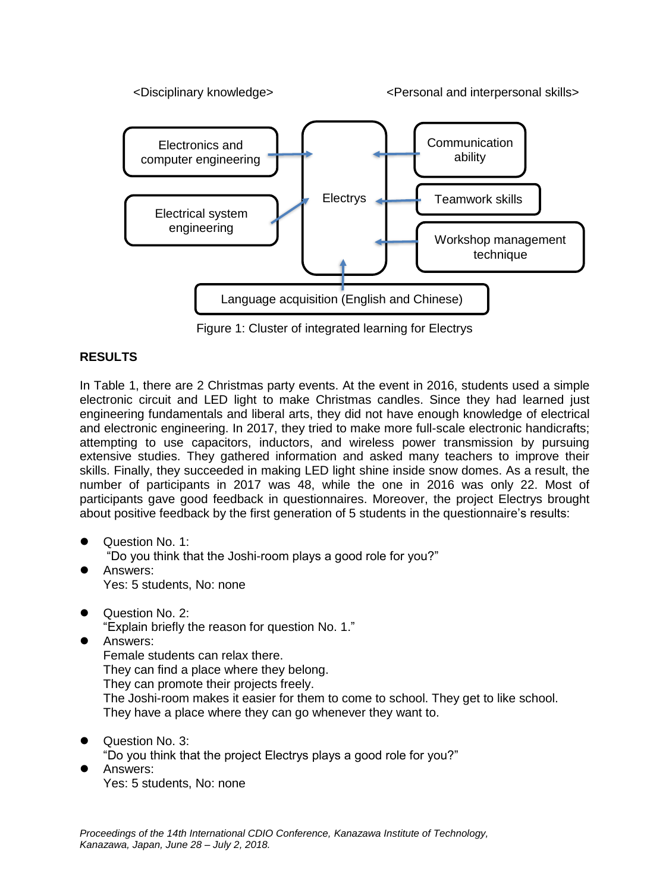<Disciplinary knowledge> <Personal and interpersonal skills>

Electronics and computer engineering

Electrical system engineering

Electrys

Communication ability

Teamwork skills

Workshop management technique

Language acquisition (English and Chinese)

Figure 1: Cluster of integrated learning for Electrys

**RESULTS**

In Table 1, there are 2 Christmas party events. At the event in 2016, students used a simple electronic circuit and LED light to make Christmas candles. Since they had learned just engineering fundamentals and liberal arts, they did not have enough knowledge of electrical and electronic engineering. In 2017, they tried to make more full-scale electronic handicrafts; attempting to use capacitors, inductors, and wireless power transmission by pursuing extensive studies. They gathered information and asked many teachers to improve their skills. Finally, they succeeded in making LED light shine inside snow domes. As a result, the number of participants in 2017 was 48, while the one in 2016 was only 22. Most of participants gave good feedback in questionnaires. Moreover, the project Electrys brought about positive feedback by the first generation of 5 students in the questionnaire's results:

- Question No. 1:
  "Do you think that the Joshi-room plays a good role for you?"
- Answers:
  Yes: 5 students, No: none

- Question No. 2:
  "Explain briefly the reason for question No. 1."
- Answers:
  Female students can relax there.
  They can find a place where they belong.
  They can promote their projects freely.
  The Joshi-room makes it easier for them to come to school. They get to like school.
  They have a place where they can go whenever they want to.

- Question No. 3:
  "Do you think that the project Electrys plays a good role for you?"
- Answers:
  Yes: 5 students, No: none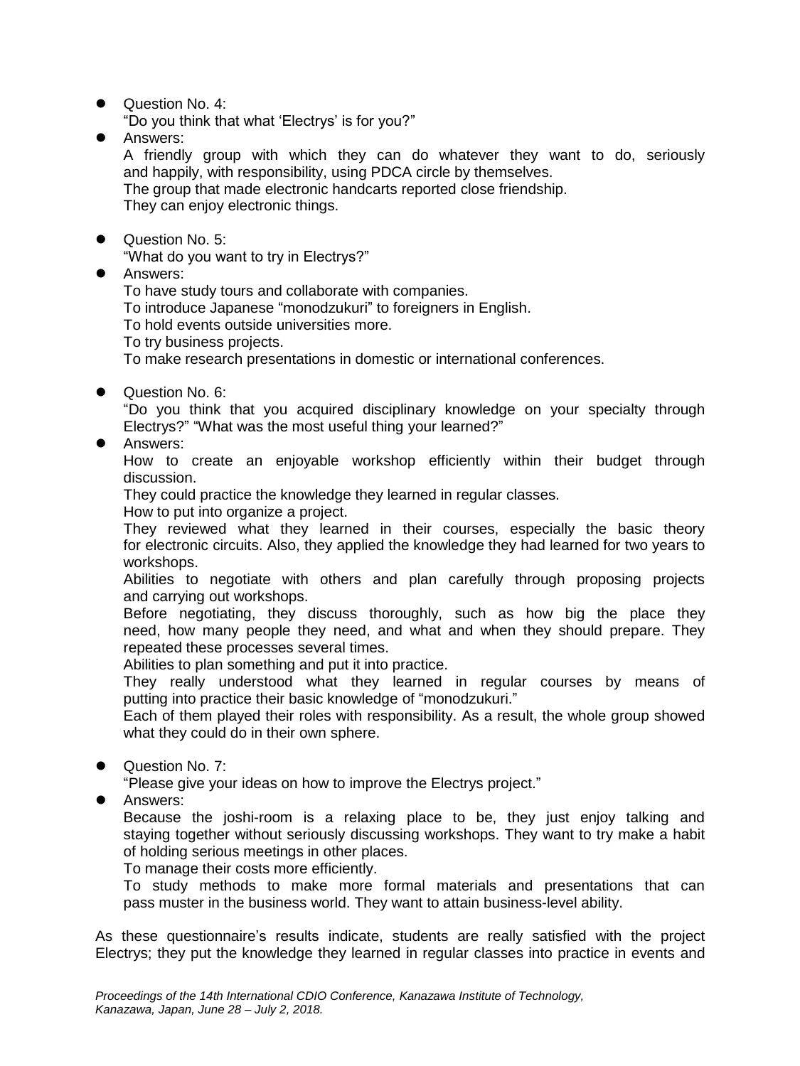- Question No. 4:
  "Do you think that what 'Electrys' is for you?"
- Answers:
  A friendly group with which they can do whatever they want to do, seriously and happily, with responsibility, using PDCA circle by themselves.
  The group that made electronic handcarts reported close friendship.
  They can enjoy electronic things.

- Question No. 5:
  "What do you want to try in Electrys?"
- Answers:
  To have study tours and collaborate with companies.
  To introduce Japanese "monodzukuri" to foreigners in English.
  To hold events outside universities more.
  To try business projects.
  To make research presentations in domestic or international conferences.

- Question No. 6:
  "Do you think that you acquired disciplinary knowledge on your specialty through Electrys?" "What was the most useful thing your learned?"
- Answers:
  How to create an enjoyable workshop efficiently within their budget through discussion.
  They could practice the knowledge they learned in regular classes.
  How to put into organize a project.
  They reviewed what they learned in their courses, especially the basic theory for electronic circuits. Also, they applied the knowledge they had learned for two years to workshops.
  Abilities to negotiate with others and plan carefully through proposing projects and carrying out workshops.
  Before negotiating, they discuss thoroughly, such as how big the place they need, how many people they need, and what and when they should prepare. They repeated these processes several times.
  Abilities to plan something and put it into practice.
  They really understood what they learned in regular courses by means of putting into practice their basic knowledge of "monodzukuri."
  Each of them played their roles with responsibility. As a result, the whole group showed what they could do in their own sphere.

- Question No. 7:
  "Please give your ideas on how to improve the Electrys project."
- Answers:
  Because the joshi-room is a relaxing place to be, they just enjoy talking and staying together without seriously discussing workshops. They want to try make a habit of holding serious meetings in other places.
  To manage their costs more efficiently.
  To study methods to make more formal materials and presentations that can pass muster in the business world. They want to attain business-level ability.

As these questionnaire's results indicate, students are really satisfied with the project Electrys; they put the knowledge they learned in regular classes into practice in events and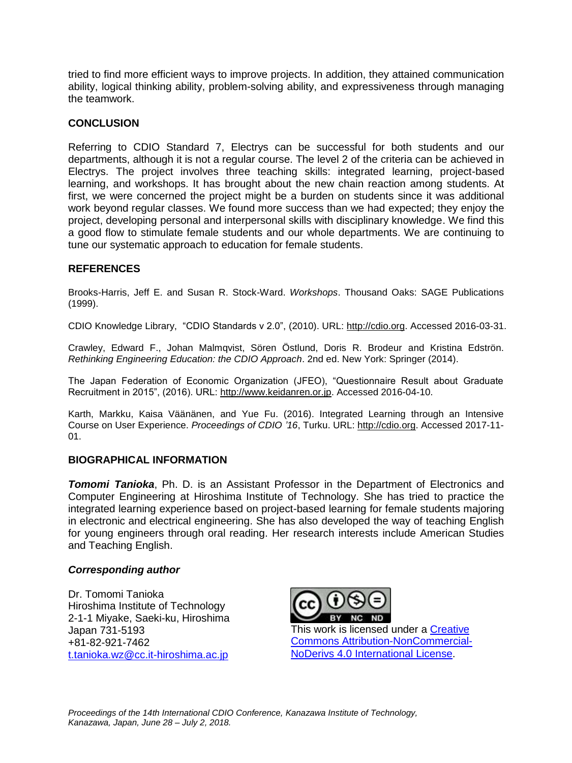tried to find more efficient ways to improve projects. In addition, they attained communication ability, logical thinking ability, problem-solving ability, and expressiveness through managing the teamwork.

## CONCLUSION

Referring to CDIO Standard 7, Electrys can be successful for both students and our departments, although it is not a regular course. The level 2 of the criteria can be achieved in Electrys. The project involves three teaching skills: integrated learning, project-based learning, and workshops. It has brought about the new chain reaction among students. At first, we were concerned the project might be a burden on students since it was additional work beyond regular classes. We found more success than we had expected; they enjoy the project, developing personal and interpersonal skills with disciplinary knowledge. We find this a good flow to stimulate female students and our whole departments. We are continuing to tune our systematic approach to education for female students.

## REFERENCES

Brooks-Harris, Jeff E. and Susan R. Stock-Ward. *Workshops*. Thousand Oaks: SAGE Publications (1999).

CDIO Knowledge Library, "CDIO Standards v 2.0", (2010). URL: http://cdio.org. Accessed 2016-03-31.

Crawley, Edward F., Johan Malmqvist, Sören Östlund, Doris R. Brodeur and Kristina Edströn. *Rethinking Engineering Education: the CDIO Approach*. 2nd ed. New York: Springer (2014).

The Japan Federation of Economic Organization (JFEO), "Questionnaire Result about Graduate Recruitment in 2015", (2016). URL: http://www.keidanren.or.jp. Accessed 2016-04-10.

Karth, Markku, Kaisa Väänänen, and Yue Fu. (2016). Integrated Learning through an Intensive Course on User Experience. *Proceedings of CDIO '16*, Turku. URL: http://cdio.org. Accessed 2017-11-01.

## BIOGRAPHICAL INFORMATION

***Tomomi Tanioka***, Ph. D. is an Assistant Professor in the Department of Electronics and Computer Engineering at Hiroshima Institute of Technology. She has tried to practice the integrated learning experience based on project-based learning for female students majoring in electronic and electrical engineering. She has also developed the way of teaching English for young engineers through oral reading. Her research interests include American Studies and Teaching English.

### *Corresponding author*

Dr. Tomomi Tanioka
Hiroshima Institute of Technology
2-1-1 Miyake, Saeki-ku, Hiroshima
Japan 731-5193
+81-82-921-7462
t.tanioka.wz@cc.it-hiroshima.ac.jp

This work is licensed under a Creative Commons Attribution-NonCommercial-NoDerivs 4.0 International License.